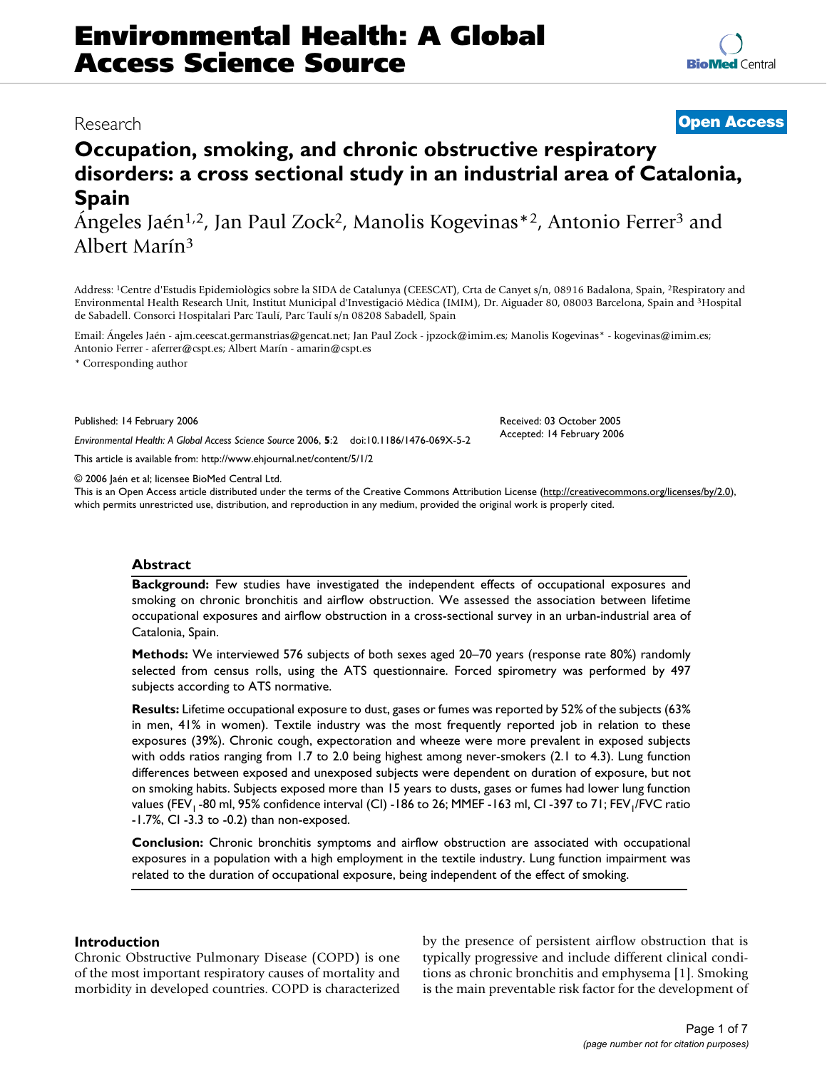Research

Open Access

# Occupation, smoking, and chronic obstructive respiratory disorders: a cross sectional study in an industrial area of Catalonia, Spain

Ángeles Jaén[1,2], Jan Paul Zock[2], Manolis Kogevinas*[2], Antonio Ferrer[3] and Albert Marín[3]

Address: [1]Centre d'Estudis Epidemiològics sobre la SIDA de Catalunya (CEESCAT), Crta de Canyet s/n, 08916 Badalona, Spain, [2]Respiratory and Environmental Health Research Unit, Institut Municipal d'Investigació Mèdica (IMIM), Dr. Aiguader 80, 08003 Barcelona, Spain and [3]Hospital de Sabadell. Consorci Hospitalari Parc Taulí, Parc Taulí s/n 08208 Sabadell, Spain

Email: Ángeles Jaén - ajm.ceescat.germanstrias@gencat.net; Jan Paul Zock - jpzock@imim.es; Manolis Kogevinas* - kogevinas@imim.es; Antonio Ferrer - aferrer@cspt.es; Albert Marín - amarin@cspt.es

* Corresponding author

Published: 14 February 2006

*Environmental Health: A Global Access Science Source* 2006, **5**:2 doi:10.1186/1476-069X-5-2

Received: 03 October 2005
Accepted: 14 February 2006

This article is available from: http://www.ehjournal.net/content/5/1/2

© 2006 Jaén et al; licensee BioMed Central Ltd.
This is an Open Access article distributed under the terms of the Creative Commons Attribution License (http://creativecommons.org/licenses/by/2.0), which permits unrestricted use, distribution, and reproduction in any medium, provided the original work is properly cited.

## Abstract

**Background:** Few studies have investigated the independent effects of occupational exposures and smoking on chronic bronchitis and airflow obstruction. We assessed the association between lifetime occupational exposures and airflow obstruction in a cross-sectional survey in an urban-industrial area of Catalonia, Spain.

**Methods:** We interviewed 576 subjects of both sexes aged 20–70 years (response rate 80%) randomly selected from census rolls, using the ATS questionnaire. Forced spirometry was performed by 497 subjects according to ATS normative.

**Results:** Lifetime occupational exposure to dust, gases or fumes was reported by 52% of the subjects (63% in men, 41% in women). Textile industry was the most frequently reported job in relation to these exposures (39%). Chronic cough, expectoration and wheeze were more prevalent in exposed subjects with odds ratios ranging from 1.7 to 2.0 being highest among never-smokers (2.1 to 4.3). Lung function differences between exposed and unexposed subjects were dependent on duration of exposure, but not on smoking habits. Subjects exposed more than 15 years to dusts, gases or fumes had lower lung function values ($FEV_1$ -80 ml, 95% confidence interval (CI) -186 to 26; MMEF -163 ml, CI -397 to 71; $FEV_1$/FVC ratio -1.7%, CI -3.3 to -0.2) than non-exposed.

**Conclusion:** Chronic bronchitis symptoms and airflow obstruction are associated with occupational exposures in a population with a high employment in the textile industry. Lung function impairment was related to the duration of occupational exposure, being independent of the effect of smoking.

## Introduction

Chronic Obstructive Pulmonary Disease (COPD) is one of the most important respiratory causes of mortality and morbidity in developed countries. COPD is characterized by the presence of persistent airflow obstruction that is typically progressive and include different clinical conditions as chronic bronchitis and emphysema [1]. Smoking is the main preventable risk factor for the development of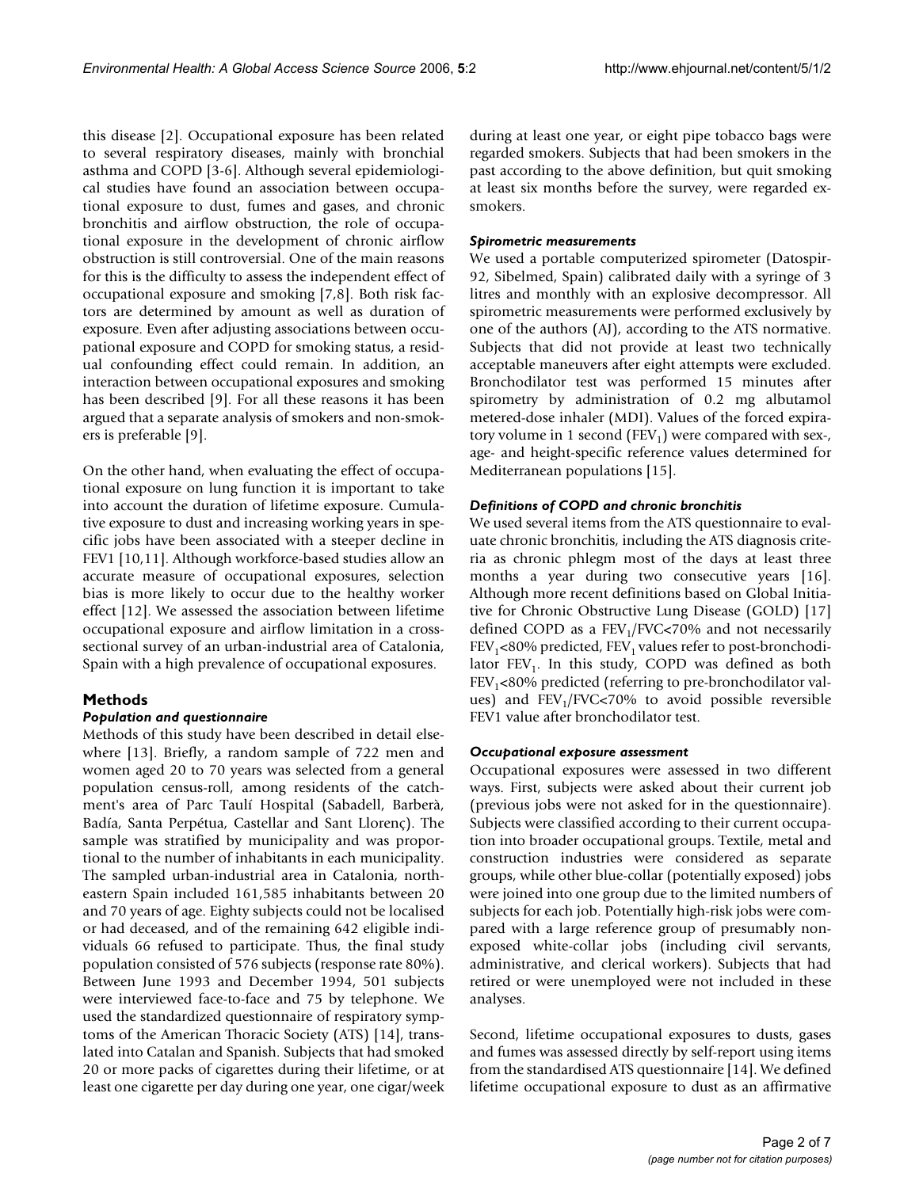this disease [2]. Occupational exposure has been related to several respiratory diseases, mainly with bronchial asthma and COPD [3-6]. Although several epidemiological studies have found an association between occupational exposure to dust, fumes and gases, and chronic bronchitis and airflow obstruction, the role of occupational exposure in the development of chronic airflow obstruction is still controversial. One of the main reasons for this is the difficulty to assess the independent effect of occupational exposure and smoking [7,8]. Both risk factors are determined by amount as well as duration of exposure. Even after adjusting associations between occupational exposure and COPD for smoking status, a residual confounding effect could remain. In addition, an interaction between occupational exposures and smoking has been described [9]. For all these reasons it has been argued that a separate analysis of smokers and non-smokers is preferable [9].

On the other hand, when evaluating the effect of occupational exposure on lung function it is important to take into account the duration of lifetime exposure. Cumulative exposure to dust and increasing working years in specific jobs have been associated with a steeper decline in FEV1 [10,11]. Although workforce-based studies allow an accurate measure of occupational exposures, selection bias is more likely to occur due to the healthy worker effect [12]. We assessed the association between lifetime occupational exposure and airflow limitation in a cross-sectional survey of an urban-industrial area of Catalonia, Spain with a high prevalence of occupational exposures.

## Methods

### *Population and questionnaire*

Methods of this study have been described in detail elsewhere [13]. Briefly, a random sample of 722 men and women aged 20 to 70 years was selected from a general population census-roll, among residents of the catchment's area of Parc Taulí Hospital (Sabadell, Barberà, Badía, Santa Perpétua, Castellar and Sant Llorenç). The sample was stratified by municipality and was proportional to the number of inhabitants in each municipality. The sampled urban-industrial area in Catalonia, northeastern Spain included 161,585 inhabitants between 20 and 70 years of age. Eighty subjects could not be localised or had deceased, and of the remaining 642 eligible individuals 66 refused to participate. Thus, the final study population consisted of 576 subjects (response rate 80%). Between June 1993 and December 1994, 501 subjects were interviewed face-to-face and 75 by telephone. We used the standardized questionnaire of respiratory symptoms of the American Thoracic Society (ATS) [14], translated into Catalan and Spanish. Subjects that had smoked 20 or more packs of cigarettes during their lifetime, or at least one cigarette per day during one year, one cigar/week during at least one year, or eight pipe tobacco bags were regarded smokers. Subjects that had been smokers in the past according to the above definition, but quit smoking at least six months before the survey, were regarded ex-smokers.

### *Spirometric measurements*

We used a portable computerized spirometer (Datospir-92, Sibelmed, Spain) calibrated daily with a syringe of 3 litres and monthly with an explosive decompressor. All spirometric measurements were performed exclusively by one of the authors (AJ), according to the ATS normative. Subjects that did not provide at least two technically acceptable maneuvers after eight attempts were excluded. Bronchodilator test was performed 15 minutes after spirometry by administration of 0.2 mg albutamol metered-dose inhaler (MDI). Values of the forced expiratory volume in 1 second ($FEV_1$) were compared with sex-, age- and height-specific reference values determined for Mediterranean populations [15].

### *Definitions of COPD and chronic bronchitis*

We used several items from the ATS questionnaire to evaluate chronic bronchitis, including the ATS diagnosis criteria as chronic phlegm most of the days at least three months a year during two consecutive years [16]. Although more recent definitions based on Global Initiative for Chronic Obstructive Lung Disease (GOLD) [17] defined COPD as a $FEV_1/FVC<70\%$ and not necessarily $FEV_1<80\%$ predicted, $FEV_1$ values refer to post-bronchodilator $FEV_1$. In this study, COPD was defined as both $FEV_1<80\%$ predicted (referring to pre-bronchodilator values) and $FEV_1/FVC<70\%$ to avoid possible reversible FEV1 value after bronchodilator test.

### *Occupational exposure assessment*

Occupational exposures were assessed in two different ways. First, subjects were asked about their current job (previous jobs were not asked for in the questionnaire). Subjects were classified according to their current occupation into broader occupational groups. Textile, metal and construction industries were considered as separate groups, while other blue-collar (potentially exposed) jobs were joined into one group due to the limited numbers of subjects for each job. Potentially high-risk jobs were compared with a large reference group of presumably non-exposed white-collar jobs (including civil servants, administrative, and clerical workers). Subjects that had retired or were unemployed were not included in these analyses.

Second, lifetime occupational exposures to dusts, gases and fumes was assessed directly by self-report using items from the standardised ATS questionnaire [14]. We defined lifetime occupational exposure to dust as an affirmative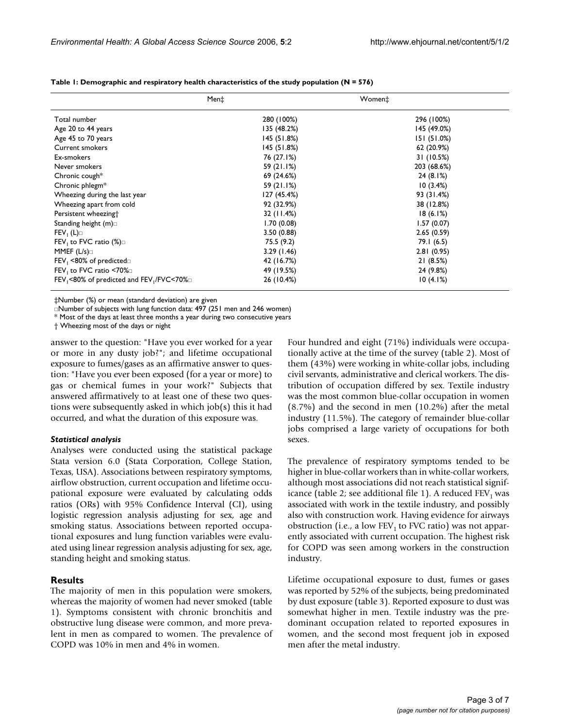**Table 1: Demographic and respiratory health characteristics of the study population (N = 576)**

| | Men‡ | Women‡ |
|---|---|---|
| Total number | 280 (100%) | 296 (100%) |
| Age 20 to 44 years | 135 (48.2%) | 145 (49.0%) |
| Age 45 to 70 years | 145 (51.8%) | 151 (51.0%) |
| Current smokers | 145 (51.8%) | 62 (20.9%) |
| Ex-smokers | 76 (27.1%) | 31 (10.5%) |
| Never smokers | 59 (21.1%) | 203 (68.6%) |
| Chronic cough* | 69 (24.6%) | 24 (8.1%) |
| Chronic phlegm* | 59 (21.1%) | 10 (3.4%) |
| Wheezing during the last year | 127 (45.4%) | 93 (31.4%) |
| Wheezing apart from cold | 92 (32.9%) | 38 (12.8%) |
| Persistent wheezing† | 32 (11.4%) | 18 (6.1%) |
| Standing height (m)□ | 1.70 (0.08) | 1.57 (0.07) |
| $FEV_1$ (L)□ | 3.50 (0.88) | 2.65 (0.59) |
| $FEV_1$ to FVC ratio (%)□ | 75.5 (9.2) | 79.1 (6.5) |
| MMEF (L/s)□ | 3.29 (1.46) | 2.81 (0.95) |
| $FEV_1$ <80% of predicted□ | 42 (16.7%) | 21 (8.5%) |
| $FEV_1$ to FVC ratio <70%□ | 49 (19.5%) | 24 (9.8%) |
| $FEV_1$<80% of predicted and $FEV_1$/FVC<70%□ | 26 (10.4%) | 10 (4.1%) |

‡Number (%) or mean (standard deviation) are given
□Number of subjects with lung function data: 497 (251 men and 246 women)
* Most of the days at least three months a year during two consecutive years
† Wheezing most of the days or night

answer to the question: "Have you ever worked for a year or more in any dusty job?"; and lifetime occupational exposure to fumes/gases as an affirmative answer to question: "Have you ever been exposed (for a year or more) to gas or chemical fumes in your work?" Subjects that answered affirmatively to at least one of these two questions were subsequently asked in which job(s) this it had occurred, and what the duration of this exposure was.

### *Statistical analysis*

Analyses were conducted using the statistical package Stata version 6.0 (Stata Corporation, College Station, Texas, USA). Associations between respiratory symptoms, airflow obstruction, current occupation and lifetime occupational exposure were evaluated by calculating odds ratios (ORs) with 95% Confidence Interval (CI), using logistic regression analysis adjusting for sex, age and smoking status. Associations between reported occupational exposures and lung function variables were evaluated using linear regression analysis adjusting for sex, age, standing height and smoking status.

## Results

The majority of men in this population were smokers, whereas the majority of women had never smoked (table 1). Symptoms consistent with chronic bronchitis and obstructive lung disease were common, and more prevalent in men as compared to women. The prevalence of COPD was 10% in men and 4% in women.

Four hundred and eight (71%) individuals were occupationally active at the time of the survey (table 2). Most of them (43%) were working in white-collar jobs, including civil servants, administrative and clerical workers. The distribution of occupation differed by sex. Textile industry was the most common blue-collar occupation in women (8.7%) and the second in men (10.2%) after the metal industry (11.5%). The category of remainder blue-collar jobs comprised a large variety of occupations for both sexes.

The prevalence of respiratory symptoms tended to be higher in blue-collar workers than in white-collar workers, although most associations did not reach statistical significance (table 2; see additional file 1). A reduced $FEV_1$ was associated with work in the textile industry, and possibly also with construction work. Having evidence for airways obstruction (i.e., a low $FEV_1$ to FVC ratio) was not apparently associated with current occupation. The highest risk for COPD was seen among workers in the construction industry.

Lifetime occupational exposure to dust, fumes or gases was reported by 52% of the subjects, being predominated by dust exposure (table 3). Reported exposure to dust was somewhat higher in men. Textile industry was the predominant occupation related to reported exposures in women, and the second most frequent job in exposed men after the metal industry.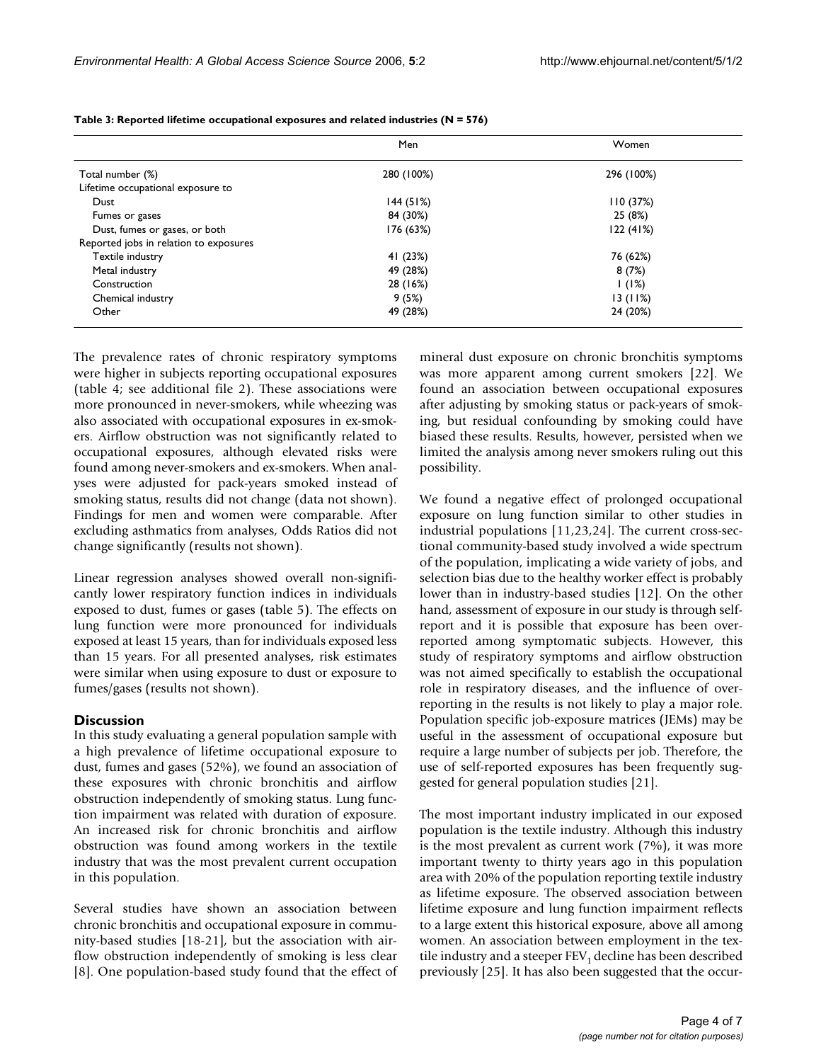**Table 3: Reported lifetime occupational exposures and related industries (N = 576)**

| | Men | Women |
|---|---|---|
| Total number (%) | 280 (100%) | 296 (100%) |
| Lifetime occupational exposure to | | |
| Dust | 144 (51%) | 110 (37%) |
| Fumes or gases | 84 (30%) | 25 (8%) |
| Dust, fumes or gases, or both | 176 (63%) | 122 (41%) |
| Reported jobs in relation to exposures | | |
| Textile industry | 41 (23%) | 76 (62%) |
| Metal industry | 49 (28%) | 8 (7%) |
| Construction | 28 (16%) | 1 (1%) |
| Chemical industry | 9 (5%) | 13 (11%) |
| Other | 49 (28%) | 24 (20%) |

The prevalence rates of chronic respiratory symptoms were higher in subjects reporting occupational exposures (table 4; see additional file 2). These associations were more pronounced in never-smokers, while wheezing was also associated with occupational exposures in ex-smokers. Airflow obstruction was not significantly related to occupational exposures, although elevated risks were found among never-smokers and ex-smokers. When analyses were adjusted for pack-years smoked instead of smoking status, results did not change (data not shown). Findings for men and women were comparable. After excluding asthmatics from analyses, Odds Ratios did not change significantly (results not shown).

Linear regression analyses showed overall non-significantly lower respiratory function indices in individuals exposed to dust, fumes or gases (table 5). The effects on lung function were more pronounced for individuals exposed at least 15 years, than for individuals exposed less than 15 years. For all presented analyses, risk estimates were similar when using exposure to dust or exposure to fumes/gases (results not shown).

## Discussion

In this study evaluating a general population sample with a high prevalence of lifetime occupational exposure to dust, fumes and gases (52%), we found an association of these exposures with chronic bronchitis and airflow obstruction independently of smoking status. Lung function impairment was related with duration of exposure. An increased risk for chronic bronchitis and airflow obstruction was found among workers in the textile industry that was the most prevalent current occupation in this population.

Several studies have shown an association between chronic bronchitis and occupational exposure in community-based studies [18-21], but the association with airflow obstruction independently of smoking is less clear [8]. One population-based study found that the effect of mineral dust exposure on chronic bronchitis symptoms was more apparent among current smokers [22]. We found an association between occupational exposures after adjusting by smoking status or pack-years of smoking, but residual confounding by smoking could have biased these results. Results, however, persisted when we limited the analysis among never smokers ruling out this possibility.

We found a negative effect of prolonged occupational exposure on lung function similar to other studies in industrial populations [11,23,24]. The current cross-sectional community-based study involved a wide spectrum of the population, implicating a wide variety of jobs, and selection bias due to the healthy worker effect is probably lower than in industry-based studies [12]. On the other hand, assessment of exposure in our study is through self-report and it is possible that exposure has been over-reported among symptomatic subjects. However, this study of respiratory symptoms and airflow obstruction was not aimed specifically to establish the occupational role in respiratory diseases, and the influence of over-reporting in the results is not likely to play a major role. Population specific job-exposure matrices (JEMs) may be useful in the assessment of occupational exposure but require a large number of subjects per job. Therefore, the use of self-reported exposures has been frequently suggested for general population studies [21].

The most important industry implicated in our exposed population is the textile industry. Although this industry is the most prevalent as current work (7%), it was more important twenty to thirty years ago in this population area with 20% of the population reporting textile industry as lifetime exposure. The observed association between lifetime exposure and lung function impairment reflects to a large extent this historical exposure, above all among women. An association between employment in the textile industry and a steeper $FEV_1$ decline has been described previously [25]. It has also been suggested that the occur-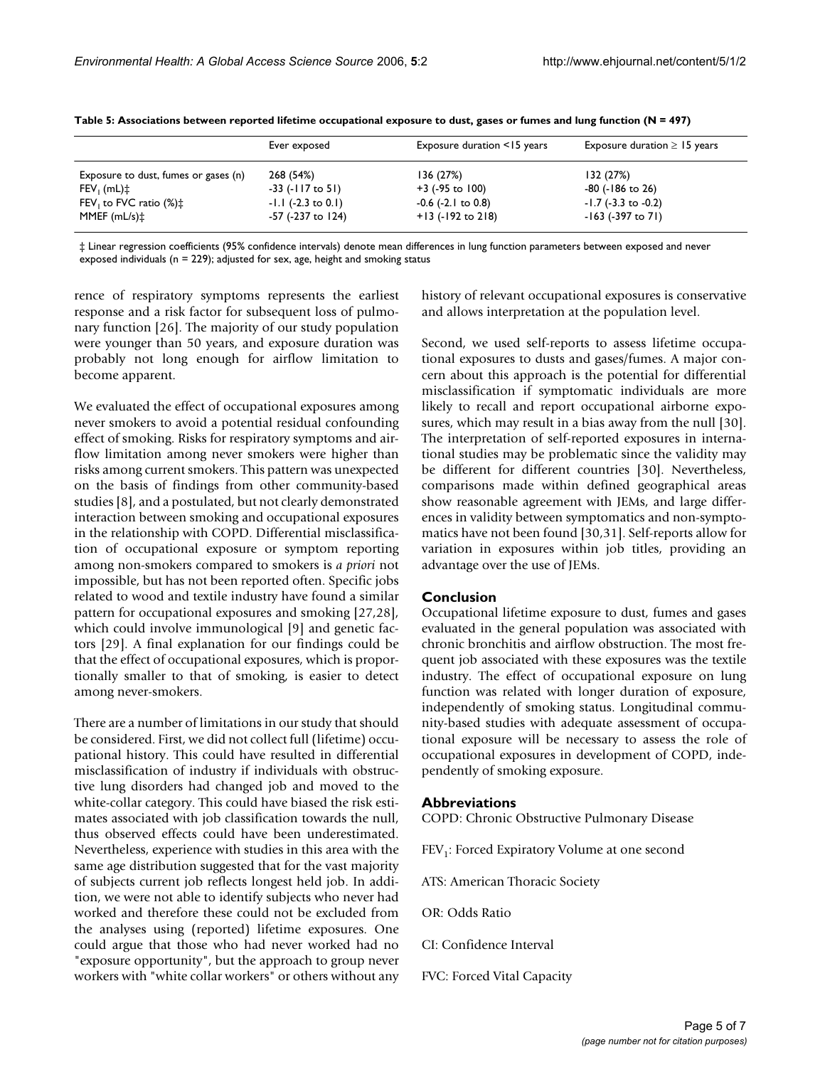**Table 5: Associations between reported lifetime occupational exposure to dust, gases or fumes and lung function (N = 497)**

| | Ever exposed | Exposure duration <15 years | Exposure duration ≥ 15 years |
|---|---|---|---|
| Exposure to dust, fumes or gases (n) | 268 (54%) | 136 (27%) | 132 (27%) |
| $FEV_1$ (mL)‡ | -33 (-117 to 51) | +3 (-95 to 100) | -80 (-186 to 26) |
| $FEV_1$ to FVC ratio (%)‡ | -1.1 (-2.3 to 0.1) | -0.6 (-2.1 to 0.8) | -1.7 (-3.3 to -0.2) |
| MMEF (mL/s)‡ | -57 (-237 to 124) | +13 (-192 to 218) | -163 (-397 to 71) |

‡ Linear regression coefficients (95% confidence intervals) denote mean differences in lung function parameters between exposed and never exposed individuals (n = 229); adjusted for sex, age, height and smoking status

rence of respiratory symptoms represents the earliest response and a risk factor for subsequent loss of pulmonary function [26]. The majority of our study population were younger than 50 years, and exposure duration was probably not long enough for airflow limitation to become apparent.

We evaluated the effect of occupational exposures among never smokers to avoid a potential residual confounding effect of smoking. Risks for respiratory symptoms and airflow limitation among never smokers were higher than risks among current smokers. This pattern was unexpected on the basis of findings from other community-based studies [8], and a postulated, but not clearly demonstrated interaction between smoking and occupational exposures in the relationship with COPD. Differential misclassification of occupational exposure or symptom reporting among non-smokers compared to smokers is *a priori* not impossible, but has not been reported often. Specific jobs related to wood and textile industry have found a similar pattern for occupational exposures and smoking [27,28], which could involve immunological [9] and genetic factors [29]. A final explanation for our findings could be that the effect of occupational exposures, which is proportionally smaller to that of smoking, is easier to detect among never-smokers.

There are a number of limitations in our study that should be considered. First, we did not collect full (lifetime) occupational history. This could have resulted in differential misclassification of industry if individuals with obstructive lung disorders had changed job and moved to the white-collar category. This could have biased the risk estimates associated with job classification towards the null, thus observed effects could have been underestimated. Nevertheless, experience with studies in this area with the same age distribution suggested that for the vast majority of subjects current job reflects longest held job. In addition, we were not able to identify subjects who never had worked and therefore these could not be excluded from the analyses using (reported) lifetime exposures. One could argue that those who had never worked had no "exposure opportunity", but the approach to group never workers with "white collar workers" or others without any history of relevant occupational exposures is conservative and allows interpretation at the population level.

Second, we used self-reports to assess lifetime occupational exposures to dusts and gases/fumes. A major concern about this approach is the potential for differential misclassification if symptomatic individuals are more likely to recall and report occupational airborne exposures, which may result in a bias away from the null [30]. The interpretation of self-reported exposures in international studies may be problematic since the validity may be different for different countries [30]. Nevertheless, comparisons made within defined geographical areas show reasonable agreement with JEMs, and large differences in validity between symptomatics and non-symptomatics have not been found [30,31]. Self-reports allow for variation in exposures within job titles, providing an advantage over the use of JEMs.

## Conclusion

Occupational lifetime exposure to dust, fumes and gases evaluated in the general population was associated with chronic bronchitis and airflow obstruction. The most frequent job associated with these exposures was the textile industry. The effect of occupational exposure on lung function was related with longer duration of exposure, independently of smoking status. Longitudinal community-based studies with adequate assessment of occupational exposure will be necessary to assess the role of occupational exposures in development of COPD, independently of smoking exposure.

## Abbreviations

COPD: Chronic Obstructive Pulmonary Disease

$FEV_1$: Forced Expiratory Volume at one second

ATS: American Thoracic Society

OR: Odds Ratio

CI: Confidence Interval

FVC: Forced Vital Capacity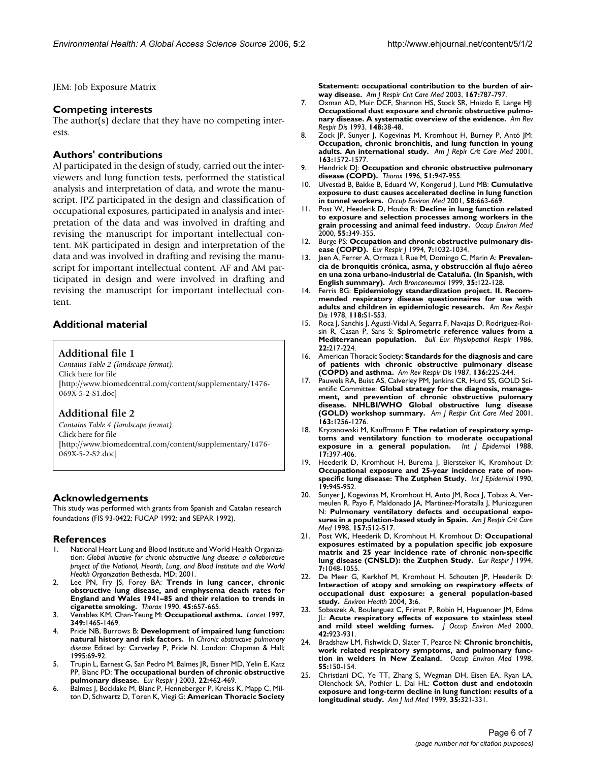JEM: Job Exposure Matrix

## Competing interests

The author(s) declare that they have no competing interests.

## Authors' contributions

AJ participated in the design of study, carried out the interviewers and lung function tests, performed the statistical analysis and interpretation of data, and wrote the manuscript. JPZ participated in the design and classification of occupational exposures, participated in analysis and interpretation of the data and was involved in drafting and revising the manuscript for important intellectual content. MK participated in design and interpretation of the data and was involved in drafting and revising the manuscript for important intellectual content. AF and AM participated in design and were involved in drafting and revising the manuscript for important intellectual content.

## Additional material

### Additional file 1

*Contains Table 2 (landscape format).*
Click here for file
[http://www.biomedcentral.com/content/supplementary/1476-069X-5-2-S1.doc]

### Additional file 2

*Contains Table 4 (landscape format).*
Click here for file
[http://www.biomedcentral.com/content/supplementary/1476-069X-5-2-S2.doc]

## Acknowledgements

This study was performed with grants from Spanish and Catalan research foundations (FIS 93-0422; FUCAP 1992; and SEPAR 1992).

## References

1. National Heart Lung and Blood Institute and World Health Organization: *Global initiative for chronic obstructive lung disease: a collaborative project of the National, Hearth, Lung, and Blood Institute and the World Health Organization* Bethesda, MD; 2001.
2. Lee PN, Fry JS, Forey BA: **Trends in lung cancer, chronic obstructive lung disease, and emphysema death rates for England and Wales 1941–85 and their relation to trends in cigarette smoking.** *Thorax* 1990, **45:**657-665.
3. Venables KM, Chan-Yeung M: **Occupational asthma.** *Lancet* 1997, **349:**1465-1469.
4. Pride NB, Burrows B: **Development of impaired lung function: natural history and risk factors.** In *Chronic obstructive pulmonary disease* Edited by: Carverley P, Pride N. London: Chapman & Hall; 1995:69-92.
5. Trupin L, Earnest G, San Pedro M, Balmes JR, Eisner MD, Yelin E, Katz PP, Blanc PD: **The occupational burden of chronic obstructive pulmonary disease.** *Eur Respir J* 2003, **22:**462-469.
6. Balmes J, Becklake M, Blanc P, Henneberger P, Kreiss K, Mapp C, Milton D, Schwartz D, Toren K, Viegi G: **American Thoracic Society Statement: occupational contribution to the burden of airway disease.** *Am J Respir Crit Care Med* 2003, **167:**787-797.
7. Oxman AD, Muir DCF, Shannon HS, Stock SR, Hnizdo E, Lange HJ: **Occupational dust exposure and chronic obstructive pulmonary disease. A systematic overview of the evidence.** *Am Rev Respir Dis* 1993, **148:**38-48.
8. Zock JP, Sunyer J, Kogevinas M, Kromhout H, Burney P, Antó JM: **Occupation, chronic bronchitis, and lung function in young adults. An international study.** *Am J Repir Crit Care Med* 2001, **163:**1572-1577.
9. Hendrick DJ: **Occupation and chronic obstructive pulmonary disease (COPD).** *Thorax* 1996, **51:**947-955.
10. Ulvestad B, Bakke B, Eduard W, Kongerud J, Lund MB: **Cumulative exposure to dust causes accelerated decline in lung function in tunnel workers.** *Occup Environ Med* 2001, **58:**663-669.
11. Post W, Heederik D, Houba R: **Decline in lung function related to exposure and selection processes among workers in the grain processing and animal feed industry.** *Occup Environ Med* 2000, **55:**349-355.
12. Burge PS: **Occupation and chronic obstructive pulmonary disease (COPD).** *Eur Respir J* 1994, **7:**1032-1034.
13. Jaen A, Ferrer A, Ormaza I, Rue M, Domingo C, Marin A: **Prevalencia de bronquitis crónica, asma, y obstrucción al flujo aéreo en una zona urbano-industrial de Cataluña. (In Spanish, with English summary).** *Arch Bronconeumol* 1999, **35:**122-128.
14. Ferris BG: **Epidemiology standardization project. II. Recommended respiratory disease questionnaires for use with adults and children in epidemiologic research.** *Am Rev Respir Dis* 1978, **118:**S1-S53.
15. Roca J, Sanchis J, Agustí-Vidal A, Segarra F, Navajas D, Rodriguez-Roisin R, Casan P, Sans S: **Spirometric reference values from a Mediterranean population.** *Bull Eur Physiopathol Respir* 1986, **22:**217-224.
16. American Thoracic Society: **Standards for the diagnosis and care of patients with chronic obstructive pulmonary disease (COPD) and asthma.** *Am Rev Respir Dis* 1987, **136:**225-244.
17. Pauwels RA, Buist AS, Calverley PM, Jenkins CR, Hurd SS, GOLD Scientific Committee: **Global strategy for the diagnosis, management, and prevention of chronic obstructive pulomary disease. NHLBI/WHO Global obstructive lung disease (GOLD) workshop summary.** *Am J Respir Crit Care Med* 2001, **163:**1256-1276.
18. Kryzanowski M, Kauffmann F: **The relation of respiratory symptoms and ventilatory function to moderate occupational exposure in a general population.** *Int J Epidemiol* 1988, **17:**397-406.
19. Heederik D, Kromhout H, Burema J, Biersteker K, Kromhout D: **Occupational exposure and 25-year incidence rate of non-specific lung disease: The Zutphen Study.** *Int J Epidemiol* 1990, **19:**945-952.
20. Sunyer J, Kogevinas M, Kromhout H, Anto JM, Roca J, Tobias A, Vermeulen R, Payo F, Maldonado JA, Martinez-Moratalla J, Muniozguren N: **Pulmonary ventilatory defects and occupational exposures in a population-based study in Spain.** *Am J Respir Crit Care Med* 1998, **157:**512-517.
21. Post WK, Heederik D, Kromhout H, Kromhout D: **Occupational exposures estimated by a population specific job exposure matrix and 25 year incidence rate of chronic non-specific lung disease (CNSLD): the Zutphen Study.** *Eur Respir J* 1994, **7:**1048-1055.
22. De Meer G, Kerkhof M, Kromhout H, Schouten JP, Heederik D: **Interaction of atopy and smoking on respiratory effects of occupational dust exposure: a general population-based study.** *Environ Health* 2004, **3:**6.
23. Sobaszek A, Boulenguez C, Frimat P, Robin H, Haguenoer JM, Edme JL: **Acute respiratory effects of exposure to stainless steel and mild steel welding fumes.** *J Occup Environ Med* 2000, **42:**923-931.
24. Bradshaw LM, Fishwick D, Slater T, Pearce N: **Chronic bronchitis, work related respiratory symptoms, and pulmonary function in welders in New Zealand.** *Occup Environ Med* 1998, **55:**150-154.
25. Christiani DC, Ye TT, Zhang S, Wegman DH, Eisen EA, Ryan LA, Olenchock SA, Pothier L, Dai HL: **Cotton dust and endotoxin exposure and long-term decline in lung function: results of a longitudinal study.** *Am J Ind Med* 1999, **35:**321-331.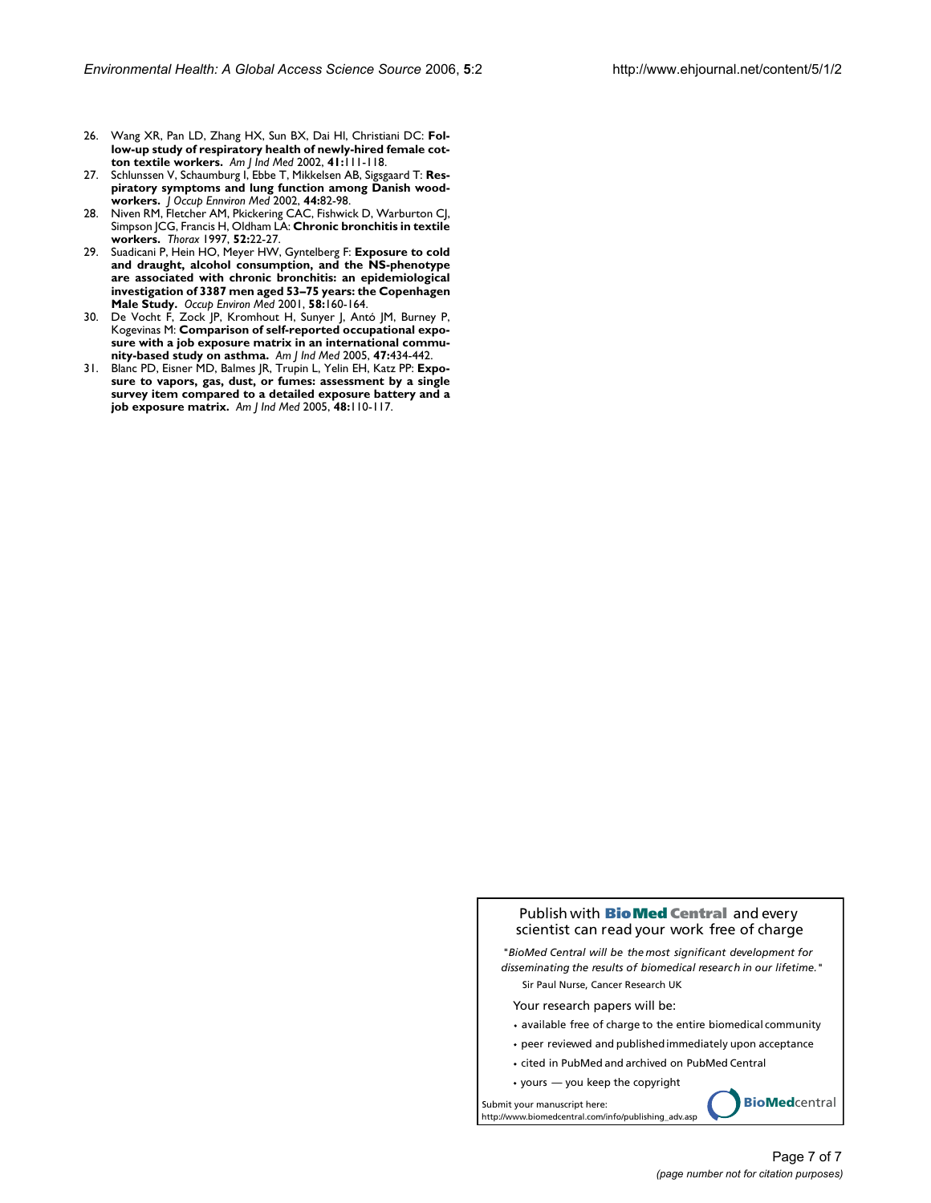26. Wang XR, Pan LD, Zhang HX, Sun BX, Dai HI, Christiani DC: **Follow-up study of respiratory health of newly-hired female cotton textile workers.** *Am J Ind Med* 2002, **41:**111-118.
27. Schlunssen V, Schaumburg I, Ebbe T, Mikkelsen AB, Sigsgaard T: **Respiratory symptoms and lung function among Danish woodworkers.** *J Occup Ennviron Med* 2002, **44:**82-98.
28. Niven RM, Fletcher AM, Pkickering CAC, Fishwick D, Warburton CJ, Simpson JCG, Francis H, Oldham LA: **Chronic bronchitis in textile workers.** *Thorax* 1997, **52:**22-27.
29. Suadicani P, Hein HO, Meyer HW, Gyntelberg F: **Exposure to cold and draught, alcohol consumption, and the NS-phenotype are associated with chronic bronchitis: an epidemiological investigation of 3387 men aged 53–75 years: the Copenhagen Male Study.** *Occup Environ Med* 2001, **58:**160-164.
30. De Vocht F, Zock JP, Kromhout H, Sunyer J, Antó JM, Burney P, Kogevinas M: **Comparison of self-reported occupational exposure with a job exposure matrix in an international community-based study on asthma.** *Am J Ind Med* 2005, **47:**434-442.
31. Blanc PD, Eisner MD, Balmes JR, Trupin L, Yelin EH, Katz PP: **Exposure to vapors, gas, dust, or fumes: assessment by a single survey item compared to a detailed exposure battery and a job exposure matrix.** *Am J Ind Med* 2005, **48:**110-117.

Publish with **BioMed Central** and every scientist can read your work free of charge

*"BioMed Central will be the most significant development for disseminating the results of biomedical research in our lifetime."*

Sir Paul Nurse, Cancer Research UK

Your research papers will be:

- available free of charge to the entire biomedical community
- peer reviewed and published immediately upon acceptance
- cited in PubMed and archived on PubMed Central
- yours — you keep the copyright

Submit your manuscript here:
http://www.biomedcentral.com/info/publishing_adv.asp

**BioMed**central